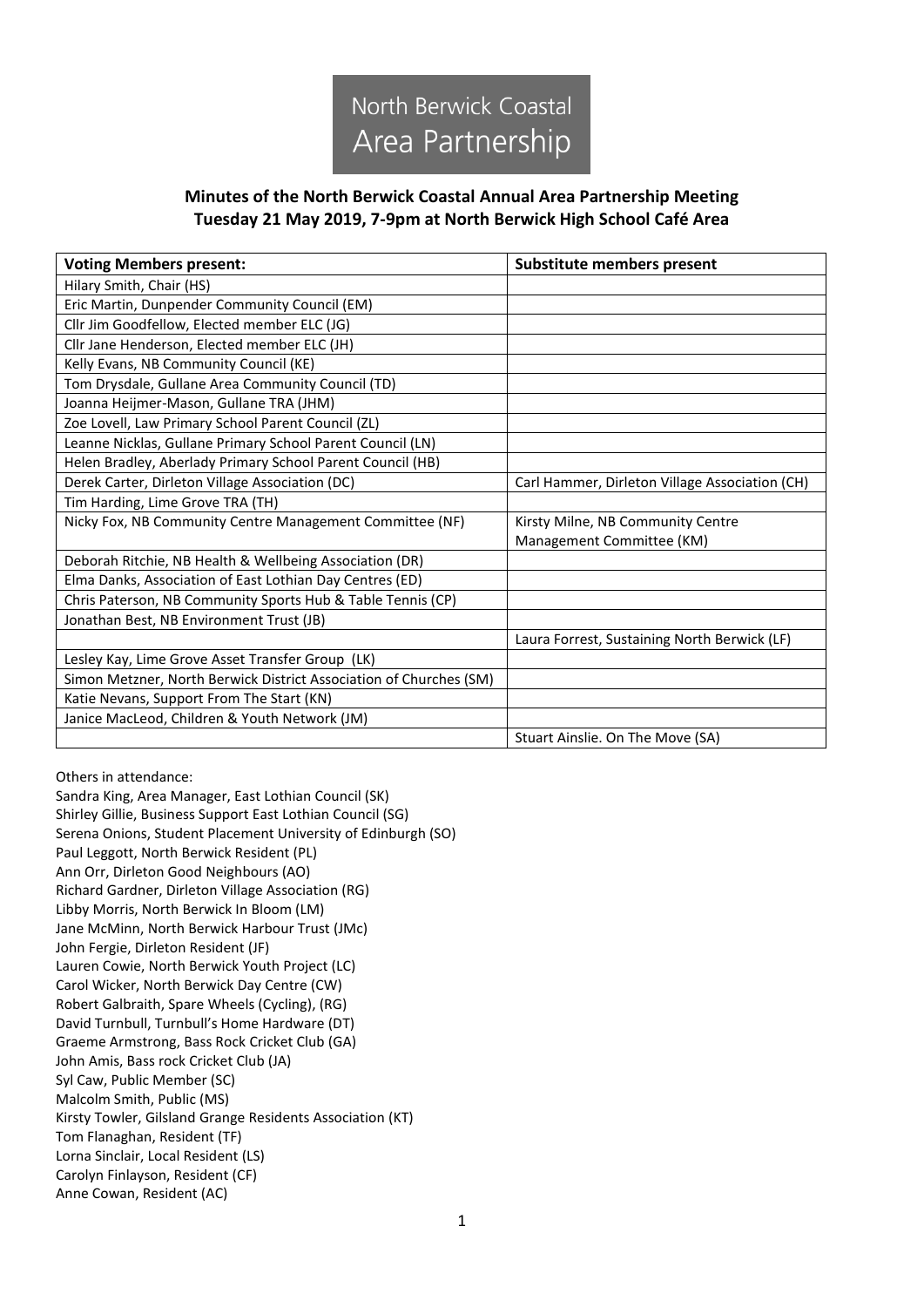North Berwick Coastal
Area Partnership

**Minutes of the North Berwick Coastal Annual Area Partnership Meeting**
**Tuesday 21 May 2019, 7-9pm at North Berwick High School Café Area**

| Voting Members present: | Substitute members present |
|---|---|
| Hilary Smith, Chair (HS) | |
| Eric Martin, Dunpender Community Council (EM) | |
| Cllr Jim Goodfellow, Elected member ELC (JG) | |
| Cllr Jane Henderson, Elected member ELC (JH) | |
| Kelly Evans, NB Community Council (KE) | |
| Tom Drysdale, Gullane Area Community Council (TD) | |
| Joanna Heijmer-Mason, Gullane TRA (JHM) | |
| Zoe Lovell, Law Primary School Parent Council (ZL) | |
| Leanne Nicklas, Gullane Primary School Parent Council (LN) | |
| Helen Bradley, Aberlady Primary School Parent Council (HB) | |
| Derek Carter, Dirleton Village Association (DC) | Carl Hammer, Dirleton Village Association (CH) |
| Tim Harding, Lime Grove TRA (TH) | |
| Nicky Fox, NB Community Centre Management Committee (NF) | Kirsty Milne, NB Community Centre Management Committee (KM) |
| Deborah Ritchie, NB Health & Wellbeing Association (DR) | |
| Elma Danks, Association of East Lothian Day Centres (ED) | |
| Chris Paterson, NB Community Sports Hub & Table Tennis (CP) | |
| Jonathan Best, NB Environment Trust (JB) | |
| | Laura Forrest, Sustaining North Berwick (LF) |
| Lesley Kay, Lime Grove Asset Transfer Group (LK) | |
| Simon Metzner, North Berwick District Association of Churches (SM) | |
| Katie Nevans, Support From The Start (KN) | |
| Janice MacLeod, Children & Youth Network (JM) | |
| | Stuart Ainslie. On The Move (SA) |

Others in attendance:
Sandra King, Area Manager, East Lothian Council (SK)
Shirley Gillie, Business Support East Lothian Council (SG)
Serena Onions, Student Placement University of Edinburgh (SO)
Paul Leggott, North Berwick Resident (PL)
Ann Orr, Dirleton Good Neighbours (AO)
Richard Gardner, Dirleton Village Association (RG)
Libby Morris, North Berwick In Bloom (LM)
Jane McMinn, North Berwick Harbour Trust (JMc)
John Fergie, Dirleton Resident (JF)
Lauren Cowie, North Berwick Youth Project (LC)
Carol Wicker, North Berwick Day Centre (CW)
Robert Galbraith, Spare Wheels (Cycling), (RG)
David Turnbull, Turnbull's Home Hardware (DT)
Graeme Armstrong, Bass Rock Cricket Club (GA)
John Amis, Bass rock Cricket Club (JA)
Syl Caw, Public Member (SC)
Malcolm Smith, Public (MS)
Kirsty Towler, Gilsland Grange Residents Association (KT)
Tom Flanaghan, Resident (TF)
Lorna Sinclair, Local Resident (LS)
Carolyn Finlayson, Resident (CF)
Anne Cowan, Resident (AC)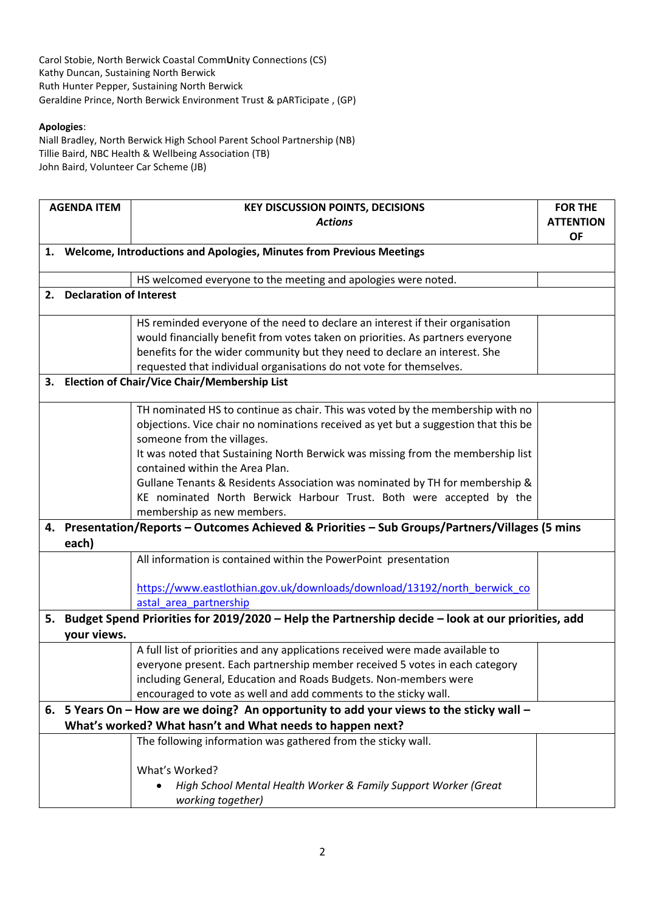Carol Stobie, North Berwick Coastal CommUnity Connections (CS)
Kathy Duncan, Sustaining North Berwick
Ruth Hunter Pepper, Sustaining North Berwick
Geraldine Prince, North Berwick Environment Trust & pARTicipate , (GP)

**Apologies**:
Niall Bradley, North Berwick High School Parent School Partnership (NB)
Tillie Baird, NBC Health & Wellbeing Association (TB)
John Baird, Volunteer Car Scheme (JB)

| AGENDA ITEM | KEY DISCUSSION POINTS, DECISIONS *Actions* | FOR THE ATTENTION OF |
|---|---|---|
| **1. Welcome, Introductions and Apologies, Minutes from Previous Meetings** | | |
| | HS welcomed everyone to the meeting and apologies were noted. | |
| **2. Declaration of Interest** | | |
| | HS reminded everyone of the need to declare an interest if their organisation would financially benefit from votes taken on priorities. As partners everyone benefits for the wider community but they need to declare an interest. She requested that individual organisations do not vote for themselves. | |
| **3. Election of Chair/Vice Chair/Membership List** | | |
| | TH nominated HS to continue as chair. This was voted by the membership with no objections. Vice chair no nominations received as yet but a suggestion that this be someone from the villages.<br>It was noted that Sustaining North Berwick was missing from the membership list contained within the Area Plan.<br>Gullane Tenants & Residents Association was nominated by TH for membership & KE nominated North Berwick Harbour Trust. Both were accepted by the membership as new members. | |
| **4. Presentation/Reports – Outcomes Achieved & Priorities – Sub Groups/Partners/Villages (5 mins each)** | | |
| | All information is contained within the PowerPoint presentation<br><br>[https://www.eastlothian.gov.uk/downloads/download/13192/north_berwick_coastal_area_partnership](https://www.eastlothian.gov.uk/downloads/download/13192/north_berwick_coastal_area_partnership) | |
| **5. Budget Spend Priorities for 2019/2020 – Help the Partnership decide – look at our priorities, add your views.** | | |
| | A full list of priorities and any applications received were made available to everyone present. Each partnership member received 5 votes in each category including General, Education and Roads Budgets. Non-members were encouraged to vote as well and add comments to the sticky wall. | |
| **6. 5 Years On – How are we doing? An opportunity to add your views to the sticky wall – What's worked? What hasn't and What needs to happen next?** | | |
| | The following information was gathered from the sticky wall.<br><br>What's Worked?<br>• *High School Mental Health Worker & Family Support Worker (Great working together)* | |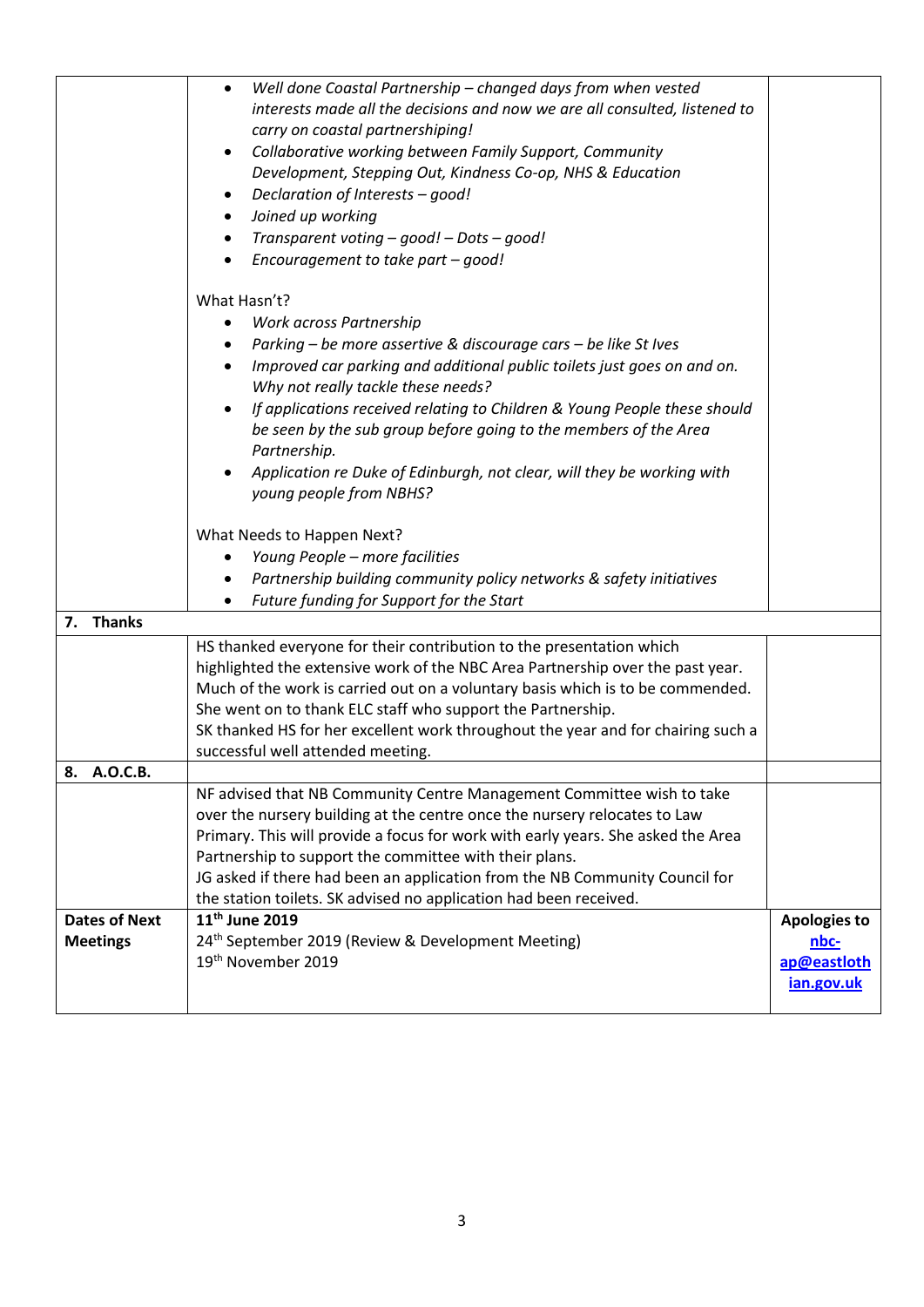| | | |
|---|---|---|
| | • *Well done Coastal Partnership – changed days from when vested interests made all the decisions and now we are all consulted, listened to carry on coastal partnershiping!*<br>• *Collaborative working between Family Support, Community Development, Stepping Out, Kindness Co-op, NHS & Education*<br>• *Declaration of Interests – good!*<br>• *Joined up working*<br>• *Transparent voting – good! – Dots – good!*<br>• *Encouragement to take part – good!*<br><br>What Hasn't?<br>• *Work across Partnership*<br>• *Parking – be more assertive & discourage cars – be like St Ives*<br>• *Improved car parking and additional public toilets just goes on and on. Why not really tackle these needs?*<br>• *If applications received relating to Children & Young People these should be seen by the sub group before going to the members of the Area Partnership.*<br>• *Application re Duke of Edinburgh, not clear, will they be working with young people from NBHS?*<br><br>What Needs to Happen Next?<br>• *Young People – more facilities*<br>• *Partnership building community policy networks & safety initiatives*<br>• *Future funding for Support for the Start* | |
| **7. Thanks** | | |
| | HS thanked everyone for their contribution to the presentation which highlighted the extensive work of the NBC Area Partnership over the past year. Much of the work is carried out on a voluntary basis which is to be commended. She went on to thank ELC staff who support the Partnership.<br>SK thanked HS for her excellent work throughout the year and for chairing such a successful well attended meeting. | |
| **8. A.O.C.B.** | | |
| | NF advised that NB Community Centre Management Committee wish to take over the nursery building at the centre once the nursery relocates to Law Primary. This will provide a focus for work with early years. She asked the Area Partnership to support the committee with their plans.<br>JG asked if there had been an application from the NB Community Council for the station toilets. SK advised no application had been received. | |
| **Dates of Next Meetings** | **11th June 2019**<br>24th September 2019 (Review & Development Meeting)<br>19th November 2019 | **Apologies to nbc-ap@eastlothian.gov.uk** |